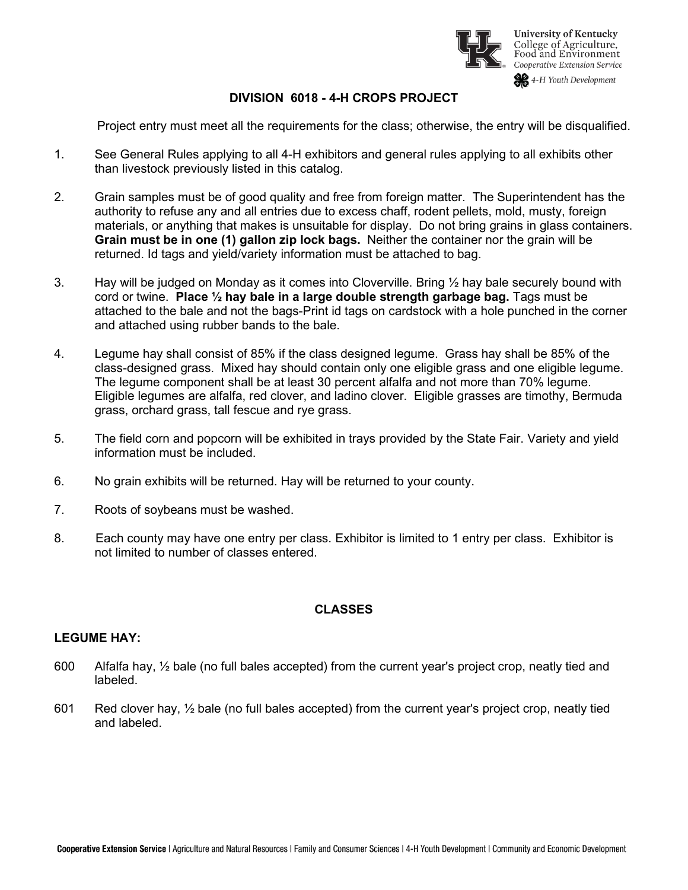University of Kentucky
College of Agriculture, Food and Environment
Cooperative Extension Service
4-H Youth Development

# DIVISION 6018 - 4-H CROPS PROJECT

Project entry must meet all the requirements for the class; otherwise, the entry will be disqualified.

1. See General Rules applying to all 4-H exhibitors and general rules applying to all exhibits other than livestock previously listed in this catalog.

2. Grain samples must be of good quality and free from foreign matter. The Superintendent has the authority to refuse any and all entries due to excess chaff, rodent pellets, mold, musty, foreign materials, or anything that makes is unsuitable for display. Do not bring grains in glass containers. **Grain must be in one (1) gallon zip lock bags.** Neither the container nor the grain will be returned. Id tags and yield/variety information must be attached to bag.

3. Hay will be judged on Monday as it comes into Cloverville. Bring ½ hay bale securely bound with cord or twine. **Place ½ hay bale in a large double strength garbage bag.** Tags must be attached to the bale and not the bags-Print id tags on cardstock with a hole punched in the corner and attached using rubber bands to the bale.

4. Legume hay shall consist of 85% if the class designed legume. Grass hay shall be 85% of the class-designed grass. Mixed hay should contain only one eligible grass and one eligible legume. The legume component shall be at least 30 percent alfalfa and not more than 70% legume. Eligible legumes are alfalfa, red clover, and ladino clover. Eligible grasses are timothy, Bermuda grass, orchard grass, tall fescue and rye grass.

5. The field corn and popcorn will be exhibited in trays provided by the State Fair. Variety and yield information must be included.

6. No grain exhibits will be returned. Hay will be returned to your county.

7. Roots of soybeans must be washed.

8. Each county may have one entry per class. Exhibitor is limited to 1 entry per class. Exhibitor is not limited to number of classes entered.

## CLASSES

### LEGUME HAY:

600 Alfalfa hay, ½ bale (no full bales accepted) from the current year's project crop, neatly tied and labeled.

601 Red clover hay, ½ bale (no full bales accepted) from the current year's project crop, neatly tied and labeled.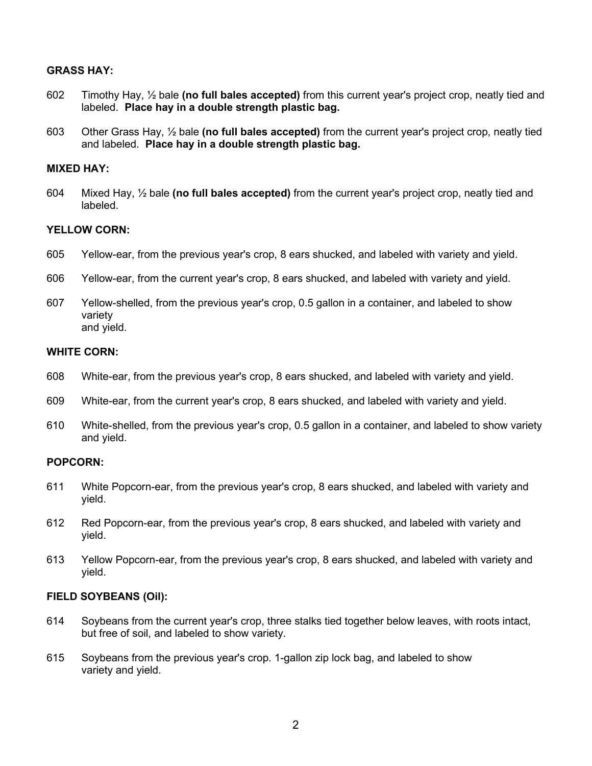**GRASS HAY:**

602 Timothy Hay, ½ bale **(no full bales accepted)** from this current year's project crop, neatly tied and labeled. **Place hay in a double strength plastic bag.**

603 Other Grass Hay, ½ bale **(no full bales accepted)** from the current year's project crop, neatly tied and labeled. **Place hay in a double strength plastic bag.**

**MIXED HAY:**

604 Mixed Hay, ½ bale **(no full bales accepted)** from the current year's project crop, neatly tied and labeled.

**YELLOW CORN:**

605 Yellow-ear, from the previous year's crop, 8 ears shucked, and labeled with variety and yield.

606 Yellow-ear, from the current year's crop, 8 ears shucked, and labeled with variety and yield.

607 Yellow-shelled, from the previous year's crop, 0.5 gallon in a container, and labeled to show variety and yield.

**WHITE CORN:**

608 White-ear, from the previous year's crop, 8 ears shucked, and labeled with variety and yield.

609 White-ear, from the current year's crop, 8 ears shucked, and labeled with variety and yield.

610 White-shelled, from the previous year's crop, 0.5 gallon in a container, and labeled to show variety and yield.

**POPCORN:**

611 White Popcorn-ear, from the previous year's crop, 8 ears shucked, and labeled with variety and yield.

612 Red Popcorn-ear, from the previous year's crop, 8 ears shucked, and labeled with variety and yield.

613 Yellow Popcorn-ear, from the previous year's crop, 8 ears shucked, and labeled with variety and yield.

**FIELD SOYBEANS (Oil):**

614 Soybeans from the current year's crop, three stalks tied together below leaves, with roots intact, but free of soil, and labeled to show variety.

615 Soybeans from the previous year's crop. 1-gallon zip lock bag, and labeled to show variety and yield.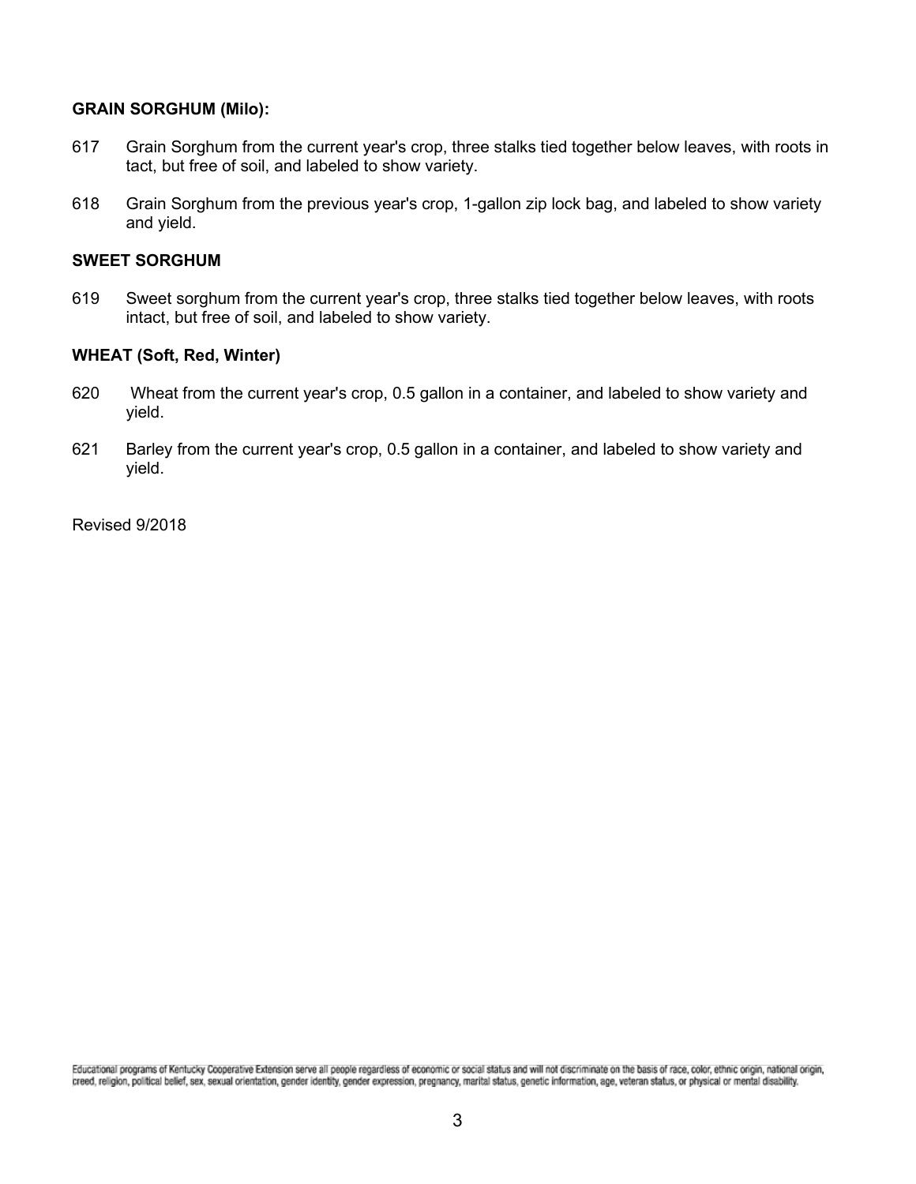**GRAIN SORGHUM (Milo):**

617 Grain Sorghum from the current year's crop, three stalks tied together below leaves, with roots in tact, but free of soil, and labeled to show variety.

618 Grain Sorghum from the previous year's crop, 1-gallon zip lock bag, and labeled to show variety and yield.

**SWEET SORGHUM**

619 Sweet sorghum from the current year's crop, three stalks tied together below leaves, with roots intact, but free of soil, and labeled to show variety.

**WHEAT (Soft, Red, Winter)**

620 Wheat from the current year's crop, 0.5 gallon in a container, and labeled to show variety and yield.

621 Barley from the current year's crop, 0.5 gallon in a container, and labeled to show variety and yield.

Revised 9/2018

Educational programs of Kentucky Cooperative Extension serve all people regardless of economic or social status and will not discriminate on the basis of race, color, ethnic origin, national origin, creed, religion, political belief, sex, sexual orientation, gender identity, gender expression, pregnancy, marital status, genetic information, age, veteran status, or physical or mental disability.